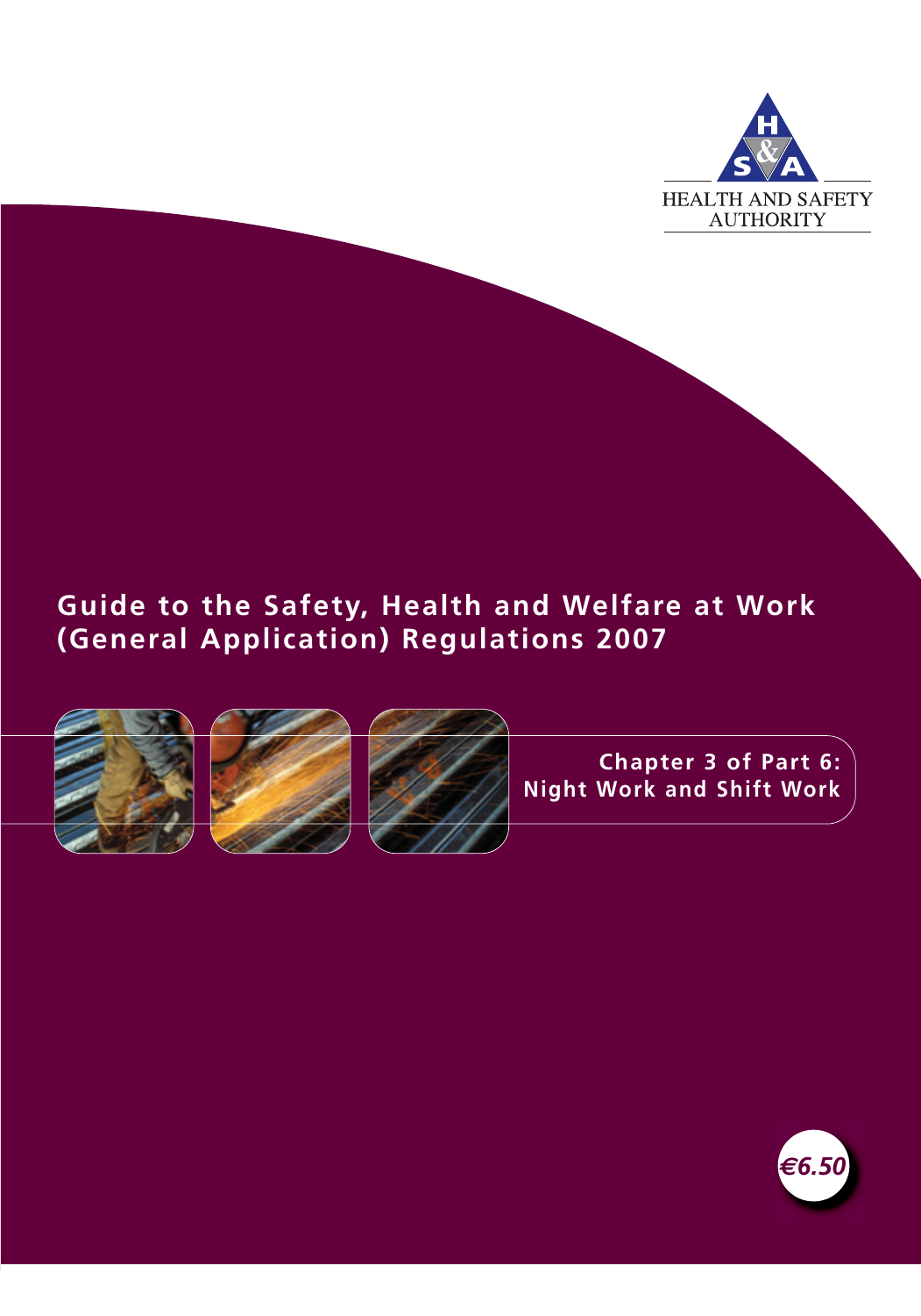HEALTH AND SAFETY AUTHORITY

# Guide to the Safety, Health and Welfare at Work (General Application) Regulations 2007

## Chapter 3 of Part 6: Night Work and Shift Work

€6.50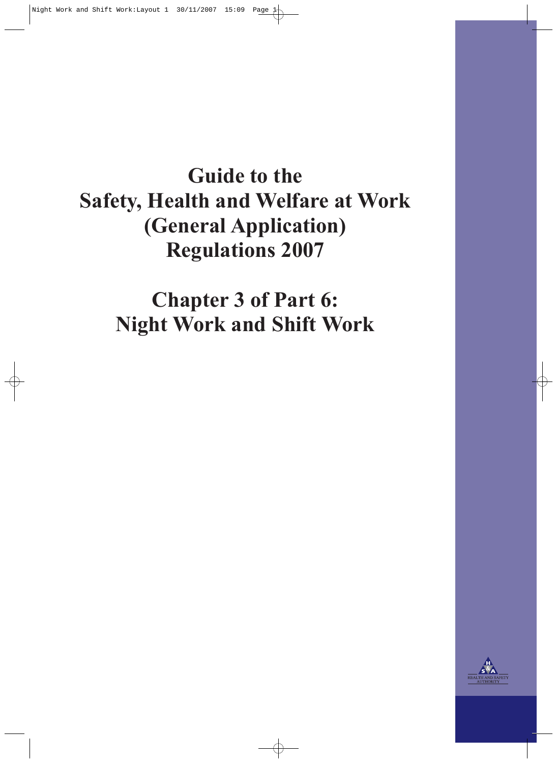# Guide to the Safety, Health and Welfare at Work (General Application) Regulations 2007

# Chapter 3 of Part 6: Night Work and Shift Work

HEALTH AND SAFETY AUTHORITY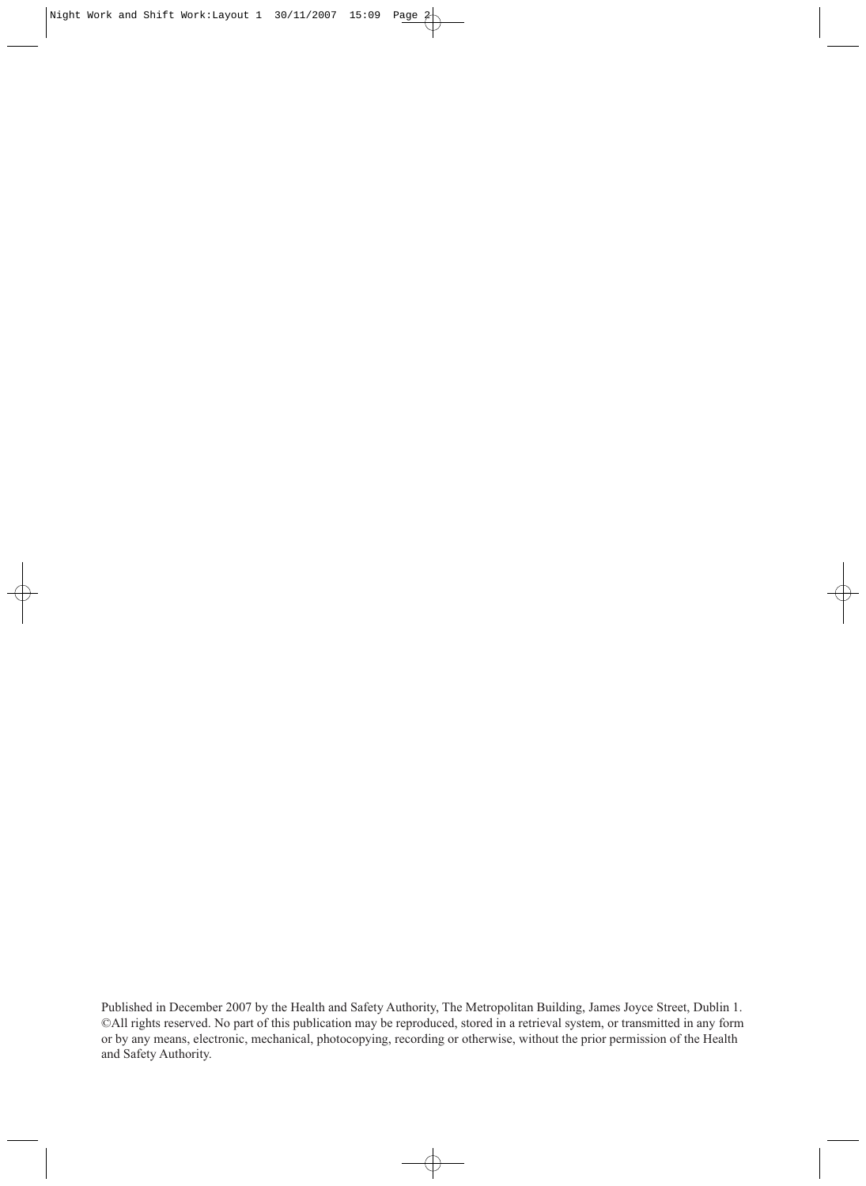Published in December 2007 by the Health and Safety Authority, The Metropolitan Building, James Joyce Street, Dublin 1. ©All rights reserved. No part of this publication may be reproduced, stored in a retrieval system, or transmitted in any form or by any means, electronic, mechanical, photocopying, recording or otherwise, without the prior permission of the Health and Safety Authority.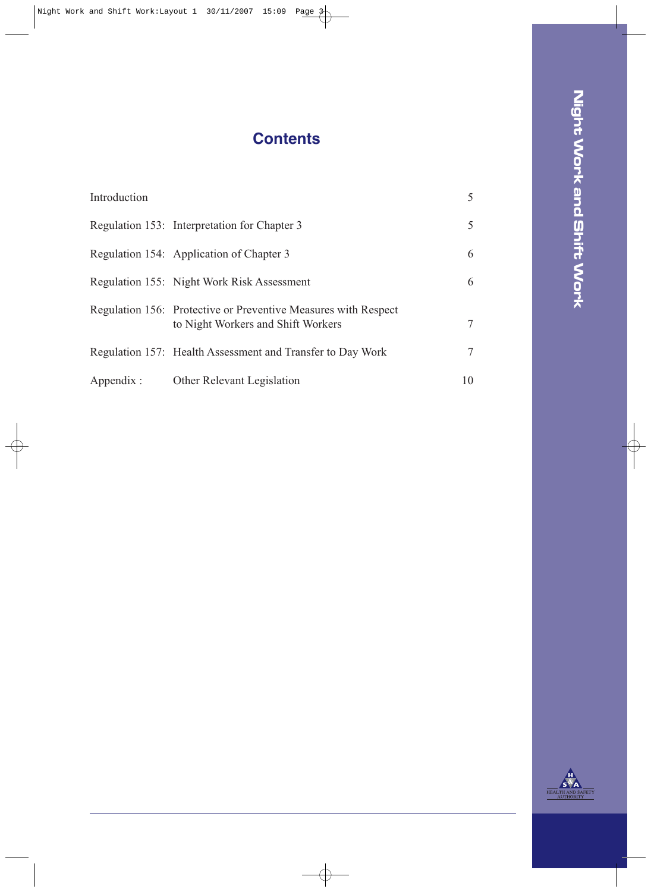# Contents

| | | |
|---|---|---|
| Introduction | | 5 |
| Regulation 153: | Interpretation for Chapter 3 | 5 |
| Regulation 154: | Application of Chapter 3 | 6 |
| Regulation 155: | Night Work Risk Assessment | 6 |
| Regulation 156: | Protective or Preventive Measures with Respect to Night Workers and Shift Workers | 7 |
| Regulation 157: | Health Assessment and Transfer to Day Work | 7 |
| Appendix : | Other Relevant Legislation | 10 |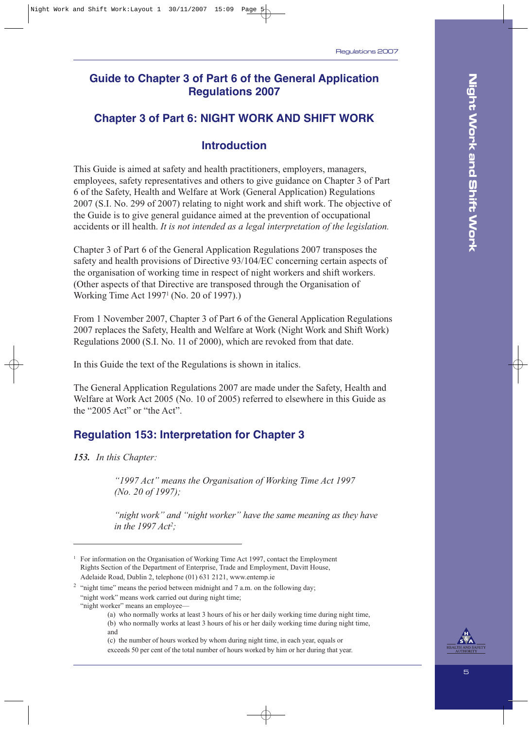## Guide to Chapter 3 of Part 6 of the General Application Regulations 2007

## Chapter 3 of Part 6: NIGHT WORK AND SHIFT WORK

### Introduction

This Guide is aimed at safety and health practitioners, employers, managers, employees, safety representatives and others to give guidance on Chapter 3 of Part 6 of the Safety, Health and Welfare at Work (General Application) Regulations 2007 (S.I. No. 299 of 2007) relating to night work and shift work. The objective of the Guide is to give general guidance aimed at the prevention of occupational accidents or ill health. *It is not intended as a legal interpretation of the legislation.*

Chapter 3 of Part 6 of the General Application Regulations 2007 transposes the safety and health provisions of Directive 93/104/EC concerning certain aspects of the organisation of working time in respect of night workers and shift workers. (Other aspects of that Directive are transposed through the Organisation of Working Time Act 1997[1] (No. 20 of 1997).)

From 1 November 2007, Chapter 3 of Part 6 of the General Application Regulations 2007 replaces the Safety, Health and Welfare at Work (Night Work and Shift Work) Regulations 2000 (S.I. No. 11 of 2000), which are revoked from that date.

In this Guide the text of the Regulations is shown in italics.

The General Application Regulations 2007 are made under the Safety, Health and Welfare at Work Act 2005 (No. 10 of 2005) referred to elsewhere in this Guide as the "2005 Act" or "the Act".

### Regulation 153: Interpretation for Chapter 3

***153.*** *In this Chapter:*

> *"1997 Act" means the Organisation of Working Time Act 1997 (No. 20 of 1997);*
>
> *"night work" and "night worker" have the same meaning as they have in the 1997 Act[2];*

---

[1] For information on the Organisation of Working Time Act 1997, contact the Employment Rights Section of the Department of Enterprise, Trade and Employment, Davitt House, Adelaide Road, Dublin 2, telephone (01) 631 2121, www.entemp.ie

[2] "night time" means the period between midnight and 7 a.m. on the following day;
"night work" means work carried out during night time;
"night worker" means an employee—

(a) who normally works at least 3 hours of his or her daily working time during night time,
(b) who normally works at least 3 hours of his or her daily working time during night time, and
(c) the number of hours worked by whom during night time, in each year, equals or exceeds 50 per cent of the total number of hours worked by him or her during that year.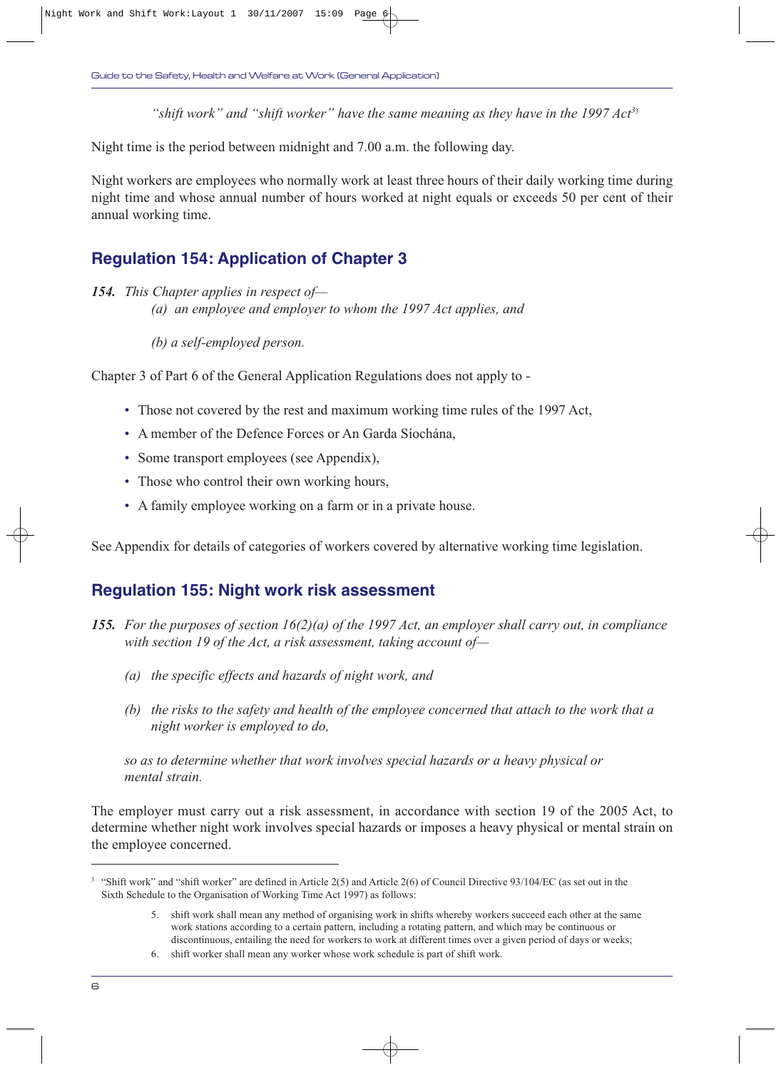*"shift work" and "shift worker" have the same meaning as they have in the 1997 Act*[3]

Night time is the period between midnight and 7.00 a.m. the following day.

Night workers are employees who normally work at least three hours of their daily working time during night time and whose annual number of hours worked at night equals or exceeds 50 per cent of their annual working time.

## Regulation 154: Application of Chapter 3

***154.*** *This Chapter applies in respect of—*

*(a) an employee and employer to whom the 1997 Act applies, and*

*(b) a self-employed person.*

Chapter 3 of Part 6 of the General Application Regulations does not apply to -

- Those not covered by the rest and maximum working time rules of the 1997 Act,
- A member of the Defence Forces or An Garda Síochána,
- Some transport employees (see Appendix),
- Those who control their own working hours,
- A family employee working on a farm or in a private house.

See Appendix for details of categories of workers covered by alternative working time legislation.

## Regulation 155: Night work risk assessment

***155.*** *For the purposes of section 16(2)(a) of the 1997 Act, an employer shall carry out, in compliance with section 19 of the Act, a risk assessment, taking account of—*

*(a) the specific effects and hazards of night work, and*

*(b) the risks to the safety and health of the employee concerned that attach to the work that a night worker is employed to do,*

*so as to determine whether that work involves special hazards or a heavy physical or mental strain.*

The employer must carry out a risk assessment, in accordance with section 19 of the 2005 Act, to determine whether night work involves special hazards or imposes a heavy physical or mental strain on the employee concerned.

---

[3] "Shift work" and "shift worker" are defined in Article 2(5) and Article 2(6) of Council Directive 93/104/EC (as set out in the Sixth Schedule to the Organisation of Working Time Act 1997) as follows:

5. shift work shall mean any method of organising work in shifts whereby workers succeed each other at the same work stations according to a certain pattern, including a rotating pattern, and which may be continuous or discontinuous, entailing the need for workers to work at different times over a given period of days or weeks;
6. shift worker shall mean any worker whose work schedule is part of shift work.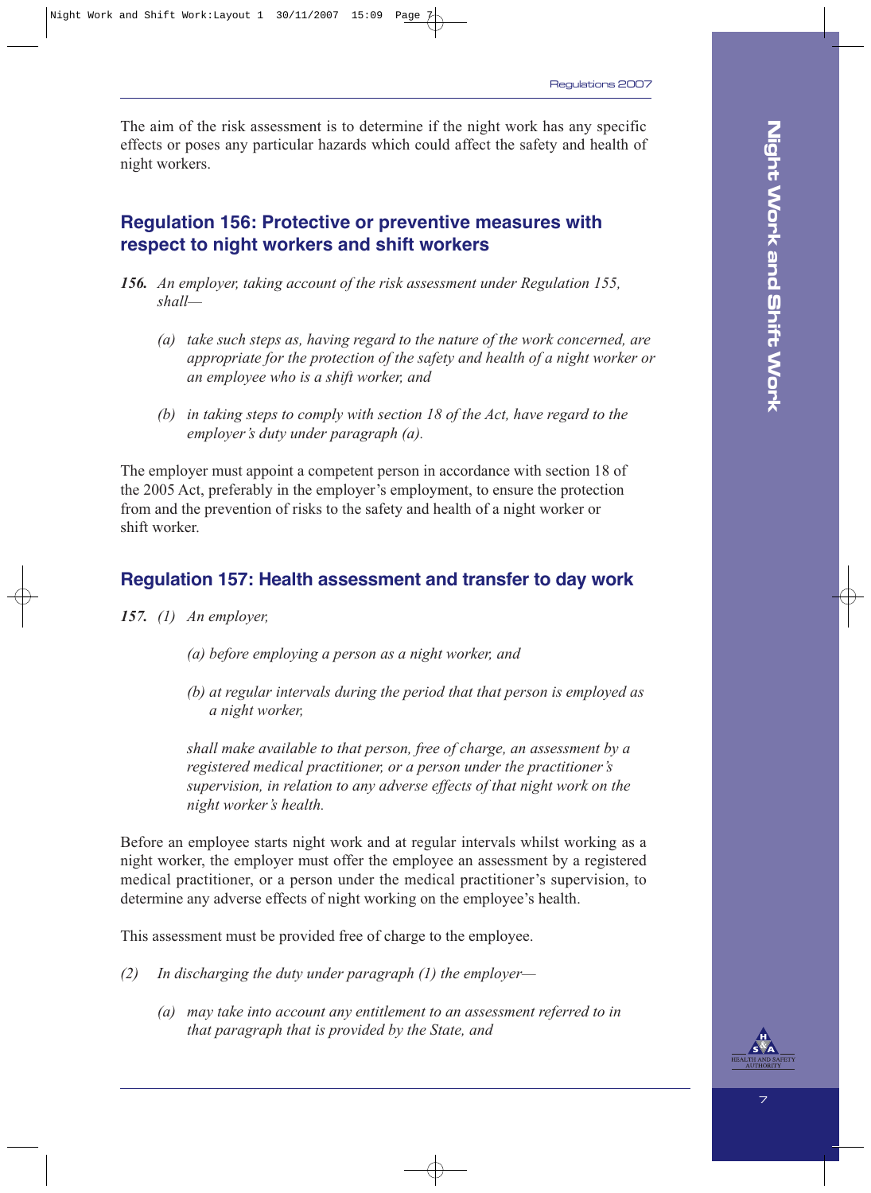The aim of the risk assessment is to determine if the night work has any specific effects or poses any particular hazards which could affect the safety and health of night workers.

## Regulation 156: Protective or preventive measures with respect to night workers and shift workers

***156.*** *An employer, taking account of the risk assessment under Regulation 155, shall—*

*(a) take such steps as, having regard to the nature of the work concerned, are appropriate for the protection of the safety and health of a night worker or an employee who is a shift worker, and*

*(b) in taking steps to comply with section 18 of the Act, have regard to the employer's duty under paragraph (a).*

The employer must appoint a competent person in accordance with section 18 of the 2005 Act, preferably in the employer's employment, to ensure the protection from and the prevention of risks to the safety and health of a night worker or shift worker.

## Regulation 157: Health assessment and transfer to day work

***157.*** *(1) An employer,*

*(a) before employing a person as a night worker, and*

*(b) at regular intervals during the period that that person is employed as a night worker,*

*shall make available to that person, free of charge, an assessment by a registered medical practitioner, or a person under the practitioner's supervision, in relation to any adverse effects of that night work on the night worker's health.*

Before an employee starts night work and at regular intervals whilst working as a night worker, the employer must offer the employee an assessment by a registered medical practitioner, or a person under the medical practitioner's supervision, to determine any adverse effects of night working on the employee's health.

This assessment must be provided free of charge to the employee.

*(2) In discharging the duty under paragraph (1) the employer—*

*(a) may take into account any entitlement to an assessment referred to in that paragraph that is provided by the State, and*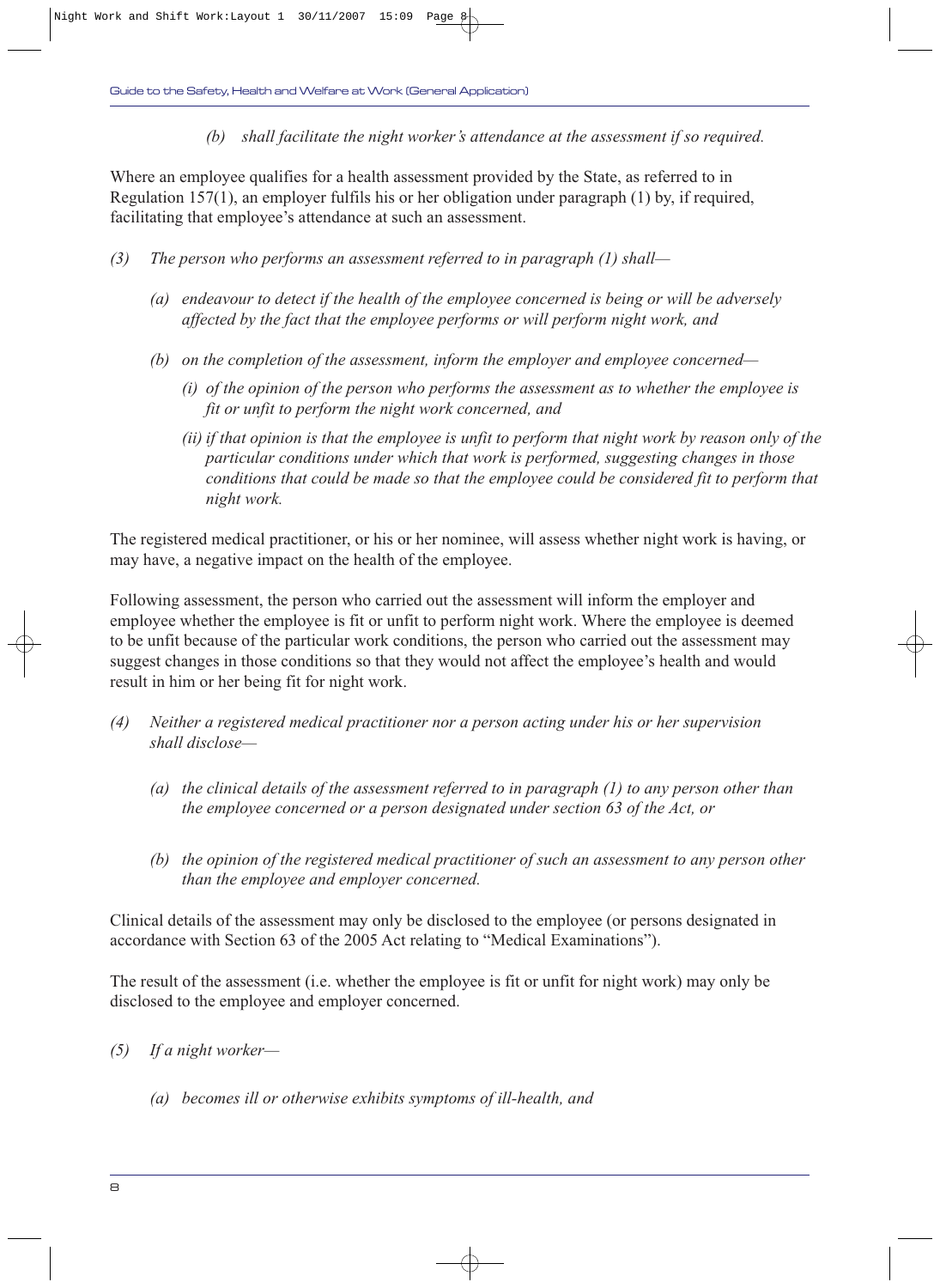*(b) shall facilitate the night worker's attendance at the assessment if so required.*

Where an employee qualifies for a health assessment provided by the State, as referred to in Regulation 157(1), an employer fulfils his or her obligation under paragraph (1) by, if required, facilitating that employee's attendance at such an assessment.

*(3) The person who performs an assessment referred to in paragraph (1) shall—*

*(a) endeavour to detect if the health of the employee concerned is being or will be adversely affected by the fact that the employee performs or will perform night work, and*

*(b) on the completion of the assessment, inform the employer and employee concerned—*

*(i) of the opinion of the person who performs the assessment as to whether the employee is fit or unfit to perform the night work concerned, and*

*(ii) if that opinion is that the employee is unfit to perform that night work by reason only of the particular conditions under which that work is performed, suggesting changes in those conditions that could be made so that the employee could be considered fit to perform that night work.*

The registered medical practitioner, or his or her nominee, will assess whether night work is having, or may have, a negative impact on the health of the employee.

Following assessment, the person who carried out the assessment will inform the employer and employee whether the employee is fit or unfit to perform night work. Where the employee is deemed to be unfit because of the particular work conditions, the person who carried out the assessment may suggest changes in those conditions so that they would not affect the employee's health and would result in him or her being fit for night work.

*(4) Neither a registered medical practitioner nor a person acting under his or her supervision shall disclose—*

*(a) the clinical details of the assessment referred to in paragraph (1) to any person other than the employee concerned or a person designated under section 63 of the Act, or*

*(b) the opinion of the registered medical practitioner of such an assessment to any person other than the employee and employer concerned.*

Clinical details of the assessment may only be disclosed to the employee (or persons designated in accordance with Section 63 of the 2005 Act relating to "Medical Examinations").

The result of the assessment (i.e. whether the employee is fit or unfit for night work) may only be disclosed to the employee and employer concerned.

*(5) If a night worker—*

*(a) becomes ill or otherwise exhibits symptoms of ill-health, and*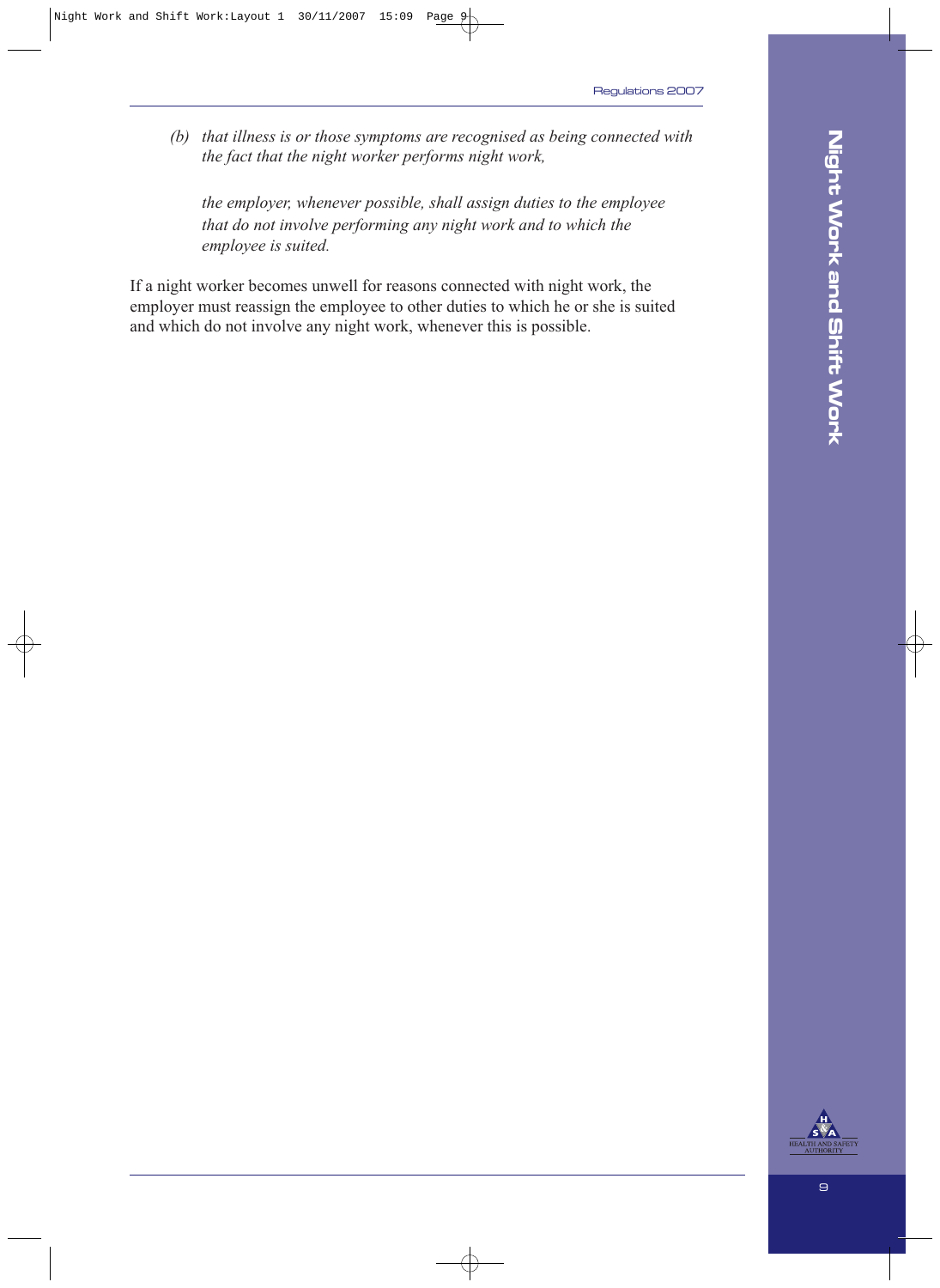*(b) that illness is or those symptoms are recognised as being connected with the fact that the night worker performs night work,*

*the employer, whenever possible, shall assign duties to the employee that do not involve performing any night work and to which the employee is suited.*

If a night worker becomes unwell for reasons connected with night work, the employer must reassign the employee to other duties to which he or she is suited and which do not involve any night work, whenever this is possible.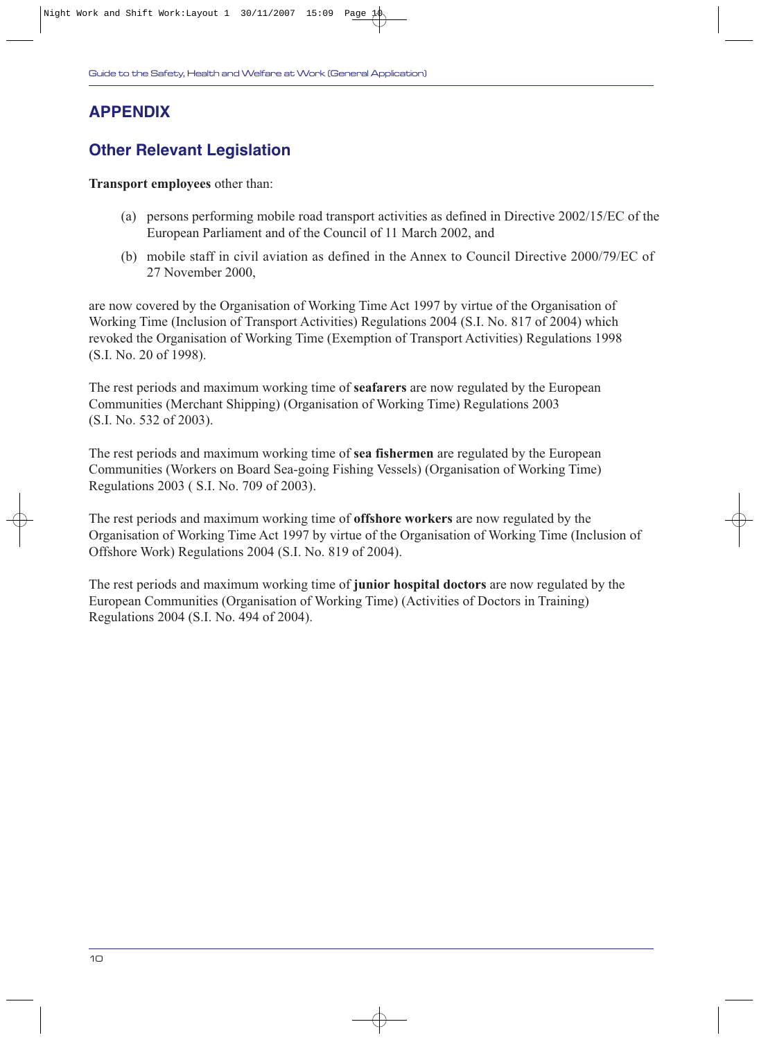## APPENDIX

### Other Relevant Legislation

**Transport employees** other than:

(a) persons performing mobile road transport activities as defined in Directive 2002/15/EC of the European Parliament and of the Council of 11 March 2002, and

(b) mobile staff in civil aviation as defined in the Annex to Council Directive 2000/79/EC of 27 November 2000,

are now covered by the Organisation of Working Time Act 1997 by virtue of the Organisation of Working Time (Inclusion of Transport Activities) Regulations 2004 (S.I. No. 817 of 2004) which revoked the Organisation of Working Time (Exemption of Transport Activities) Regulations 1998 (S.I. No. 20 of 1998).

The rest periods and maximum working time of **seafarers** are now regulated by the European Communities (Merchant Shipping) (Organisation of Working Time) Regulations 2003 (S.I. No. 532 of 2003).

The rest periods and maximum working time of **sea fishermen** are regulated by the European Communities (Workers on Board Sea-going Fishing Vessels) (Organisation of Working Time) Regulations 2003 ( S.I. No. 709 of 2003).

The rest periods and maximum working time of **offshore workers** are now regulated by the Organisation of Working Time Act 1997 by virtue of the Organisation of Working Time (Inclusion of Offshore Work) Regulations 2004 (S.I. No. 819 of 2004).

The rest periods and maximum working time of **junior hospital doctors** are now regulated by the European Communities (Organisation of Working Time) (Activities of Doctors in Training) Regulations 2004 (S.I. No. 494 of 2004).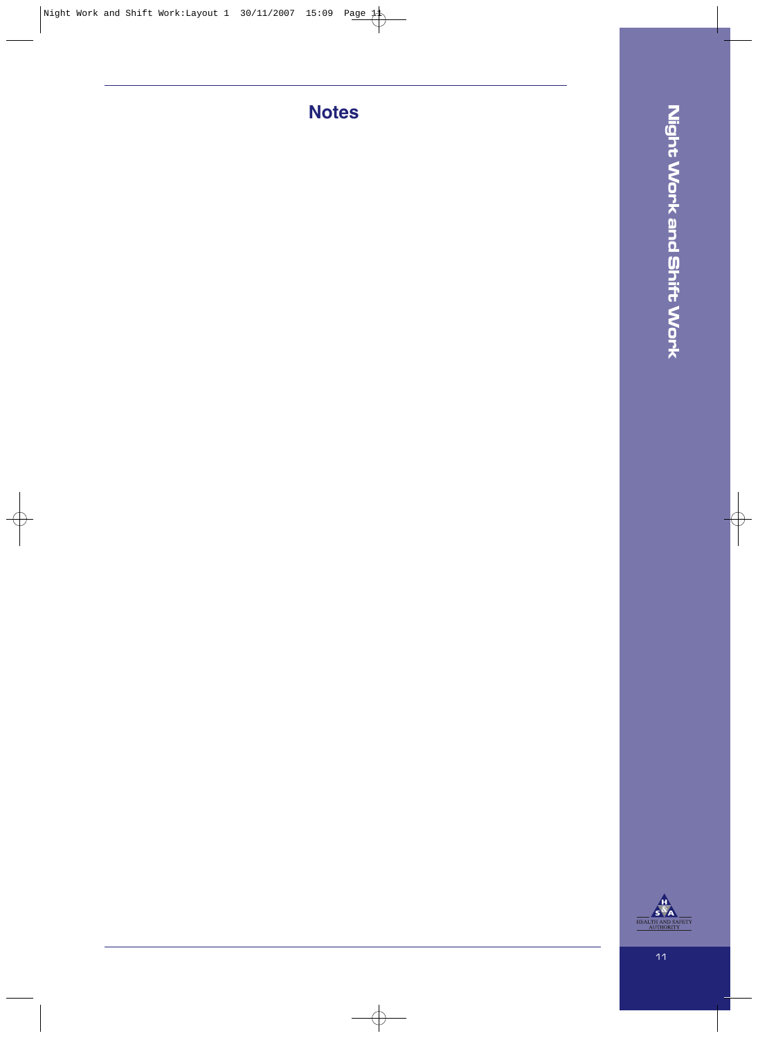## Notes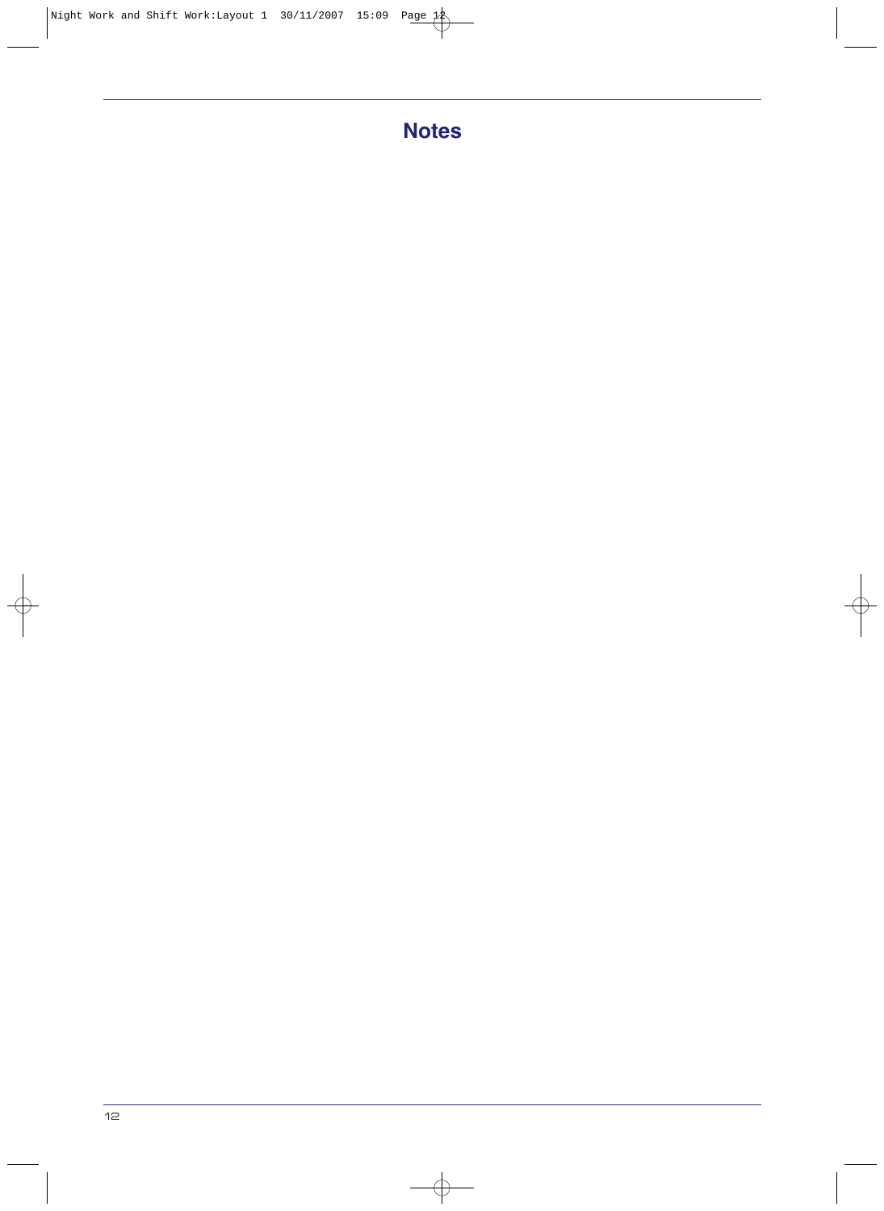# Notes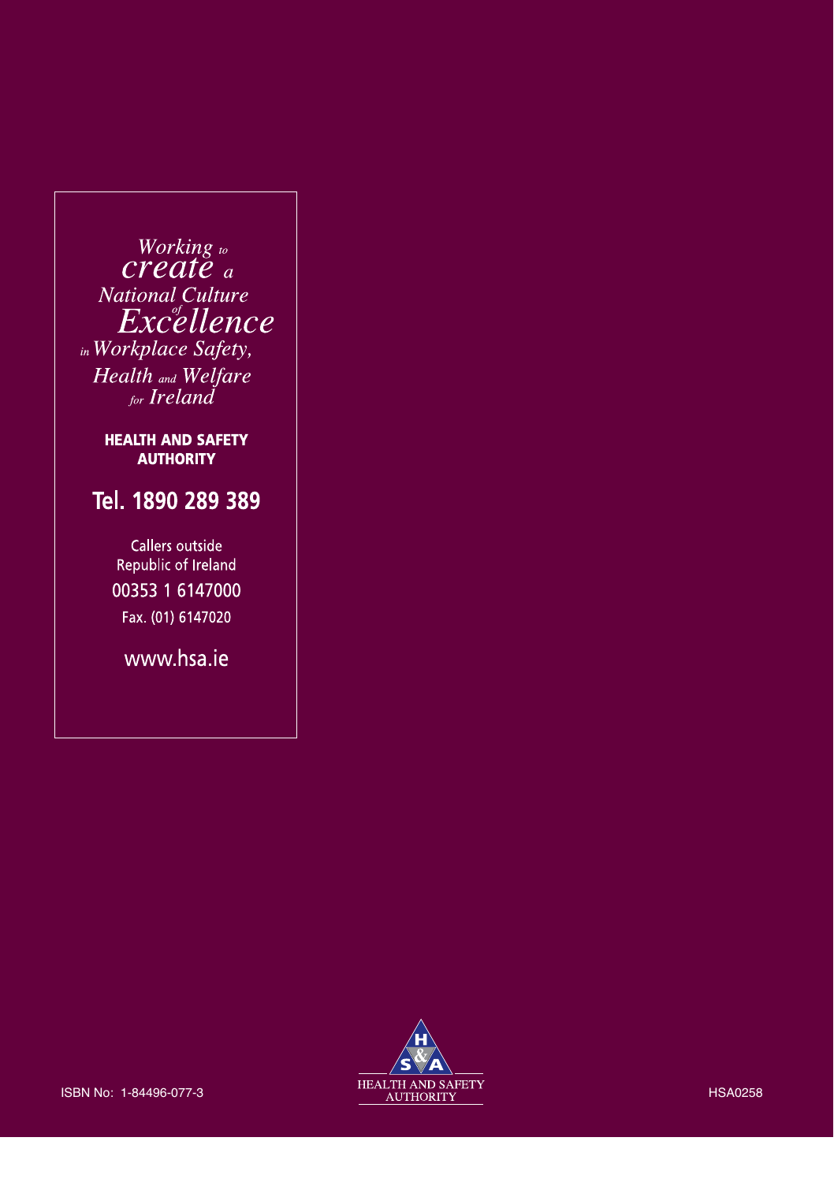*Working to create a National Culture of Excellence in Workplace Safety, Health and Welfare for Ireland*

**HEALTH AND SAFETY AUTHORITY**

Tel. 1890 289 389

Callers outside Republic of Ireland

00353 1 6147000

Fax. (01) 6147020

www.hsa.ie

ISBN No: 1-84496-077-3

HEALTH AND SAFETY AUTHORITY

HSA0258